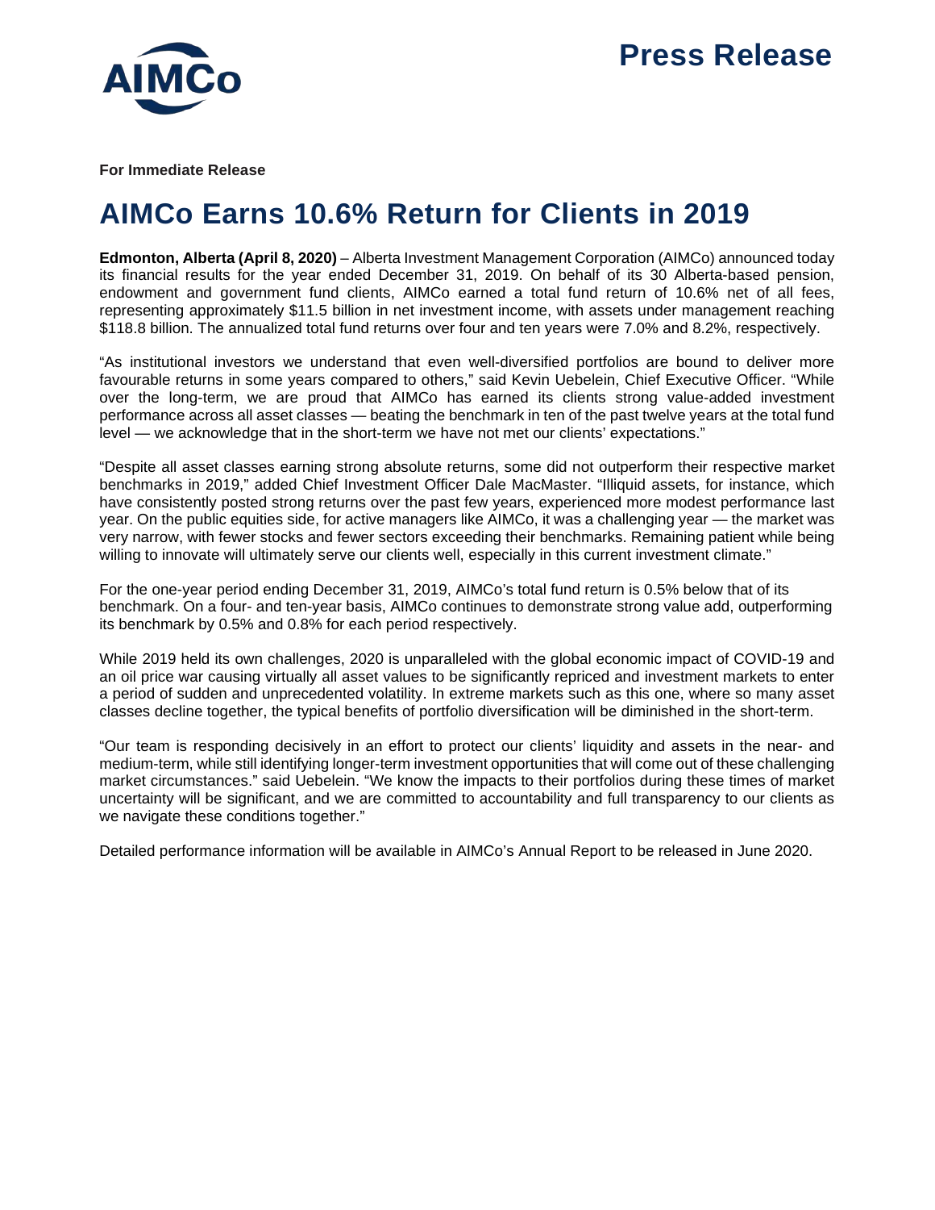# Press Release

**For Immediate Release**

# AIMCo Earns 10.6% Return for Clients in 2019

**Edmonton, Alberta (April 8, 2020)** – Alberta Investment Management Corporation (AIMCo) announced today its financial results for the year ended December 31, 2019. On behalf of its 30 Alberta-based pension, endowment and government fund clients, AIMCo earned a total fund return of 10.6% net of all fees, representing approximately $11.5 billion in net investment income, with assets under management reaching $118.8 billion. The annualized total fund returns over four and ten years were 7.0% and 8.2%, respectively.

"As institutional investors we understand that even well-diversified portfolios are bound to deliver more favourable returns in some years compared to others," said Kevin Uebelein, Chief Executive Officer. "While over the long-term, we are proud that AIMCo has earned its clients strong value-added investment performance across all asset classes — beating the benchmark in ten of the past twelve years at the total fund level — we acknowledge that in the short-term we have not met our clients' expectations."

"Despite all asset classes earning strong absolute returns, some did not outperform their respective market benchmarks in 2019," added Chief Investment Officer Dale MacMaster. "Illiquid assets, for instance, which have consistently posted strong returns over the past few years, experienced more modest performance last year. On the public equities side, for active managers like AIMCo, it was a challenging year — the market was very narrow, with fewer stocks and fewer sectors exceeding their benchmarks. Remaining patient while being willing to innovate will ultimately serve our clients well, especially in this current investment climate."

For the one-year period ending December 31, 2019, AIMCo's total fund return is 0.5% below that of its benchmark. On a four- and ten-year basis, AIMCo continues to demonstrate strong value add, outperforming its benchmark by 0.5% and 0.8% for each period respectively.

While 2019 held its own challenges, 2020 is unparalleled with the global economic impact of COVID-19 and an oil price war causing virtually all asset values to be significantly repriced and investment markets to enter a period of sudden and unprecedented volatility. In extreme markets such as this one, where so many asset classes decline together, the typical benefits of portfolio diversification will be diminished in the short-term.

"Our team is responding decisively in an effort to protect our clients' liquidity and assets in the near- and medium-term, while still identifying longer-term investment opportunities that will come out of these challenging market circumstances." said Uebelein. "We know the impacts to their portfolios during these times of market uncertainty will be significant, and we are committed to accountability and full transparency to our clients as we navigate these conditions together."

Detailed performance information will be available in AIMCo's Annual Report to be released in June 2020.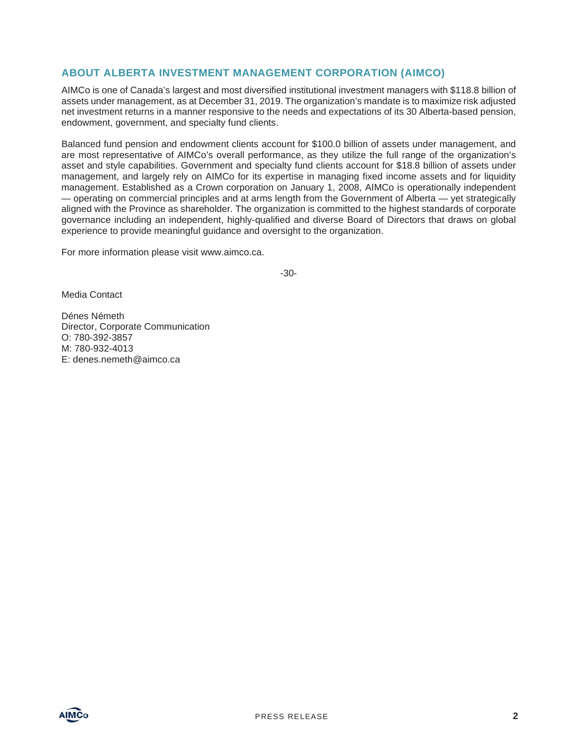## ABOUT ALBERTA INVESTMENT MANAGEMENT CORPORATION (AIMCO)

AIMCo is one of Canada's largest and most diversified institutional investment managers with $118.8 billion of assets under management, as at December 31, 2019. The organization's mandate is to maximize risk adjusted net investment returns in a manner responsive to the needs and expectations of its 30 Alberta-based pension, endowment, government, and specialty fund clients.

Balanced fund pension and endowment clients account for $100.0 billion of assets under management, and are most representative of AIMCo's overall performance, as they utilize the full range of the organization's asset and style capabilities. Government and specialty fund clients account for $18.8 billion of assets under management, and largely rely on AIMCo for its expertise in managing fixed income assets and for liquidity management. Established as a Crown corporation on January 1, 2008, AIMCo is operationally independent — operating on commercial principles and at arms length from the Government of Alberta — yet strategically aligned with the Province as shareholder. The organization is committed to the highest standards of corporate governance including an independent, highly-qualified and diverse Board of Directors that draws on global experience to provide meaningful guidance and oversight to the organization.

For more information please visit www.aimco.ca.

-30-

Media Contact

Dénes Németh
Director, Corporate Communication
O: 780-392-3857
M: 780-932-4013
E: denes.nemeth@aimco.ca